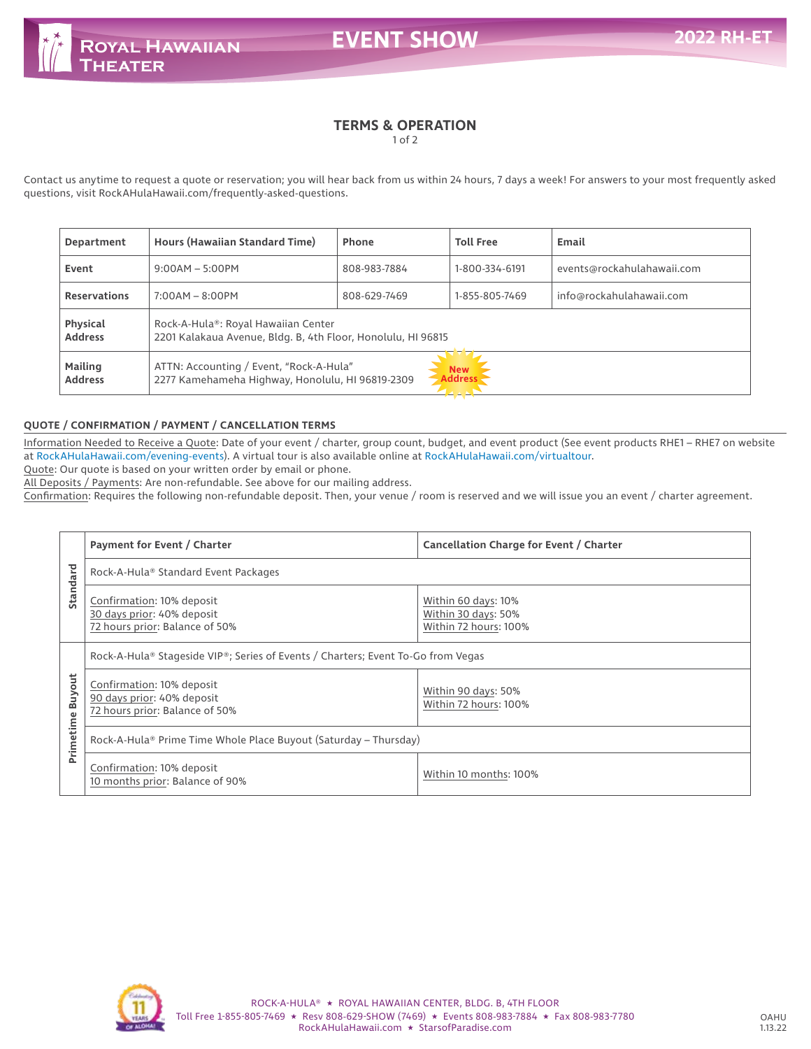# TERMS & OPERATION

Contact us anytime to request a quote or reservation; you will hear back from us within 24 hours, 7 days a week! For answers to your most frequently asked questions, visit RockAHulaHawaii.com/frequently-asked-questions.

| Department | Hours (Hawaiian Standard Time) | Phone | Toll Free | Email |
|---|---|---|---|---|
| **Event** | 9:00AM – 5:00PM | 808-983-7884 | 1-800-334-6191 | events@rockahulahawaii.com |
| **Reservations** | 7:00AM – 8:00PM | 808-629-7469 | 1-855-805-7469 | info@rockahulahawaii.com |
| **Physical Address** | Rock-A-Hula®: Royal Hawaiian Center<br>2201 Kalakaua Avenue, Bldg. B, 4th Floor, Honolulu, HI 96815 | | | |
| **Mailing Address** | ATTN: Accounting / Event, "Rock-A-Hula"<br>2277 Kamehameha Highway, Honolulu, HI 96819-2309 **New Address** | | | |

## QUOTE / CONFIRMATION / PAYMENT / CANCELLATION TERMS

Information Needed to Receive a Quote: Date of your event / charter, group count, budget, and event product (See event products RHE1 – RHE7 on website at RockAHulaHawaii.com/evening-events). A virtual tour is also available online at RockAHulaHawaii.com/virtualtour.

Quote: Our quote is based on your written order by email or phone.

All Deposits / Payments: Are non-refundable. See above for our mailing address.

Confirmation: Requires the following non-refundable deposit. Then, your venue / room is reserved and we will issue you an event / charter agreement.

| | Payment for Event / Charter | Cancellation Charge for Event / Charter |
|---|---|---|
| **Standard** | Rock-A-Hula® Standard Event Packages | |
| | Confirmation: 10% deposit<br>30 days prior: 40% deposit<br>72 hours prior: Balance of 50% | Within 60 days: 10%<br>Within 30 days: 50%<br>Within 72 hours: 100% |
| **Primetime Buyout** | Rock-A-Hula® Stageside VIP®; Series of Events / Charters; Event To-Go from Vegas | |
| | Confirmation: 10% deposit<br>90 days prior: 40% deposit<br>72 hours prior: Balance of 50% | Within 90 days: 50%<br>Within 72 hours: 100% |
| | Rock-A-Hula® Prime Time Whole Place Buyout (Saturday – Thursday) | |
| | Confirmation: 10% deposit<br>10 months prior: Balance of 90% | Within 10 months: 100% |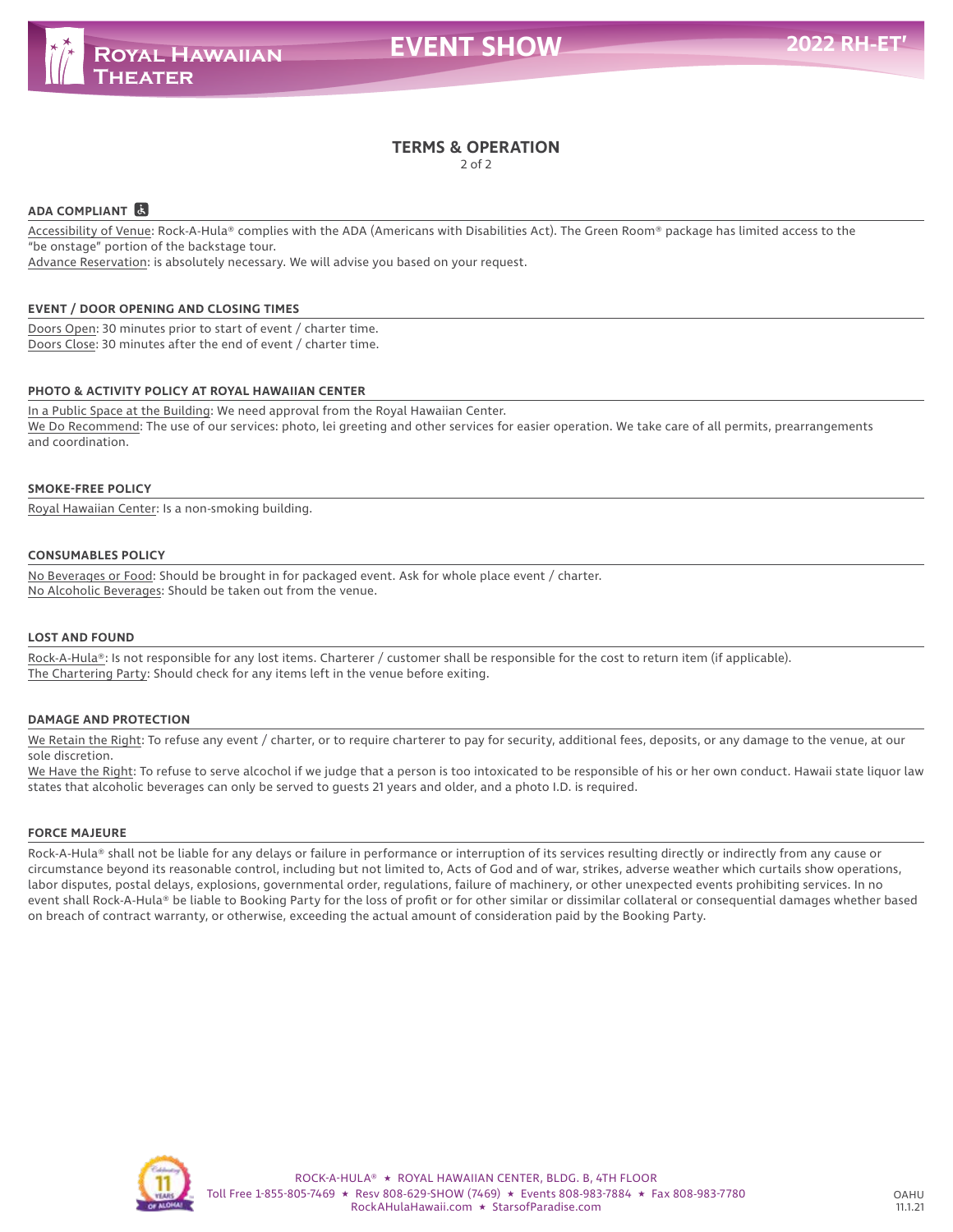## TERMS & OPERATION

### ADA COMPLIANT

Accessibility of Venue: Rock-A-Hula® complies with the ADA (Americans with Disabilities Act). The Green Room® package has limited access to the "be onstage" portion of the backstage tour.
Advance Reservation: is absolutely necessary. We will advise you based on your request.

### EVENT / DOOR OPENING AND CLOSING TIMES

Doors Open: 30 minutes prior to start of event / charter time.
Doors Close: 30 minutes after the end of event / charter time.

### PHOTO & ACTIVITY POLICY AT ROYAL HAWAIIAN CENTER

In a Public Space at the Building: We need approval from the Royal Hawaiian Center.
We Do Recommend: The use of our services: photo, lei greeting and other services for easier operation. We take care of all permits, prearrangements and coordination.

### SMOKE-FREE POLICY

Royal Hawaiian Center: Is a non-smoking building.

### CONSUMABLES POLICY

No Beverages or Food: Should be brought in for packaged event. Ask for whole place event / charter.
No Alcoholic Beverages: Should be taken out from the venue.

### LOST AND FOUND

Rock-A-Hula®: Is not responsible for any lost items. Charterer / customer shall be responsible for the cost to return item (if applicable).
The Chartering Party: Should check for any items left in the venue before exiting.

### DAMAGE AND PROTECTION

We Retain the Right: To refuse any event / charter, or to require charterer to pay for security, additional fees, deposits, or any damage to the venue, at our sole discretion.
We Have the Right: To refuse to serve alcochol if we judge that a person is too intoxicated to be responsible of his or her own conduct. Hawaii state liquor law states that alcoholic beverages can only be served to guests 21 years and older, and a photo I.D. is required.

### FORCE MAJEURE

Rock-A-Hula® shall not be liable for any delays or failure in performance or interruption of its services resulting directly or indirectly from any cause or circumstance beyond its reasonable control, including but not limited to, Acts of God and of war, strikes, adverse weather which curtails show operations, labor disputes, postal delays, explosions, governmental order, regulations, failure of machinery, or other unexpected events prohibiting services. In no event shall Rock-A-Hula® be liable to Booking Party for the loss of profit or for other similar or dissimilar collateral or consequential damages whether based on breach of contract warranty, or otherwise, exceeding the actual amount of consideration paid by the Booking Party.

ROCK-A-HULA® ★ ROYAL HAWAIIAN CENTER, BLDG. B, 4TH FLOOR
Toll Free 1-855-805-7469 ★ Resv 808-629-SHOW (7469) ★ Events 808-983-7884 ★ Fax 808-983-7780
RockAHulaHawaii.com ★ StarsofParadise.com